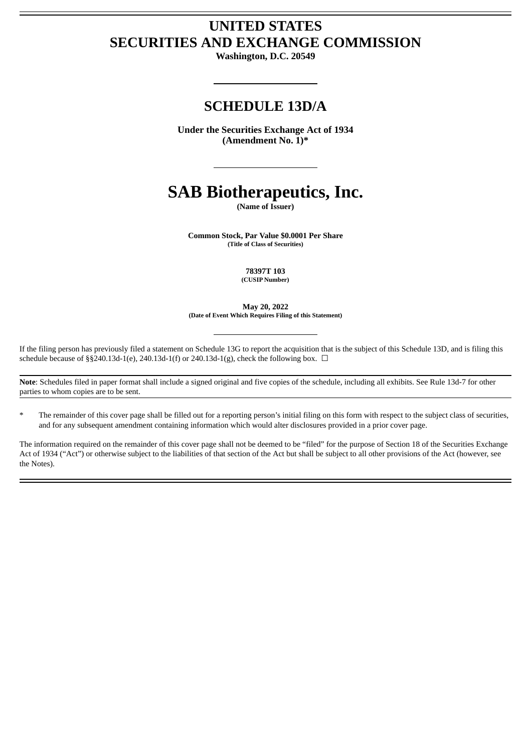# UNITED STATES
# SECURITIES AND EXCHANGE COMMISSION

**Washington, D.C. 20549**

## SCHEDULE 13D/A

**Under the Securities Exchange Act of 1934**
**(Amendment No. 1)***

# SAB Biotherapeutics, Inc.

**(Name of Issuer)**

**Common Stock, Par Value $0.0001 Per Share**
**(Title of Class of Securities)**

**78397T 103**
**(CUSIP Number)**

**May 20, 2022**
**(Date of Event Which Requires Filing of this Statement)**

If the filing person has previously filed a statement on Schedule 13G to report the acquisition that is the subject of this Schedule 13D, and is filing this schedule because of §§240.13d-1(e), 240.13d-1(f) or 240.13d-1(g), check the following box. ☐

**Note**: Schedules filed in paper format shall include a signed original and five copies of the schedule, including all exhibits. See Rule 13d-7 for other parties to whom copies are to be sent.

\* The remainder of this cover page shall be filled out for a reporting person's initial filing on this form with respect to the subject class of securities, and for any subsequent amendment containing information which would alter disclosures provided in a prior cover page.

The information required on the remainder of this cover page shall not be deemed to be "filed" for the purpose of Section 18 of the Securities Exchange Act of 1934 ("Act") or otherwise subject to the liabilities of that section of the Act but shall be subject to all other provisions of the Act (however, see the Notes).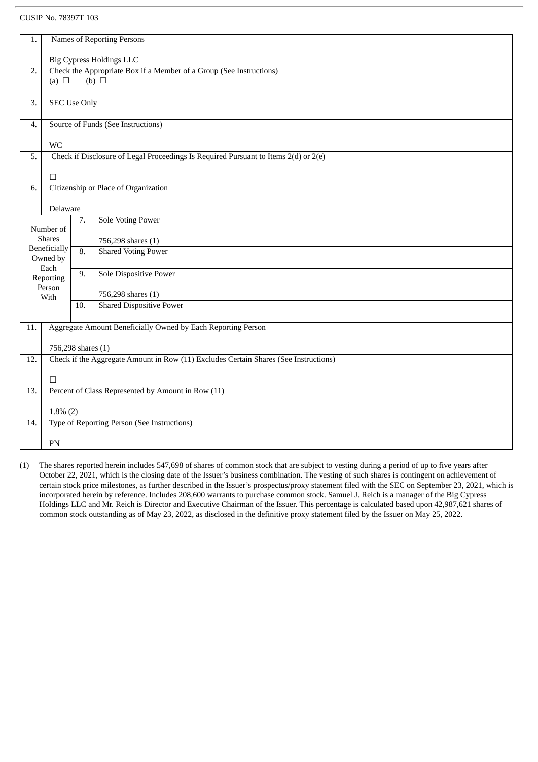CUSIP No. 78397T 103

| | | | |
|---|---|---|---|
| 1. | Names of Reporting Persons<br><br>Big Cypress Holdings LLC | | |
| 2. | Check the Appropriate Box if a Member of a Group (See Instructions)<br>(a) ☐ (b) ☐ | | |
| 3. | SEC Use Only | | |
| 4. | Source of Funds (See Instructions)<br><br>WC | | |
| 5. | Check if Disclosure of Legal Proceedings Is Required Pursuant to Items 2(d) or 2(e)<br><br>☐ | | |
| 6. | Citizenship or Place of Organization<br><br>Delaware | | |
| Number of Shares Beneficially Owned by Each Reporting Person With | | 7. | Sole Voting Power<br><br>756,298 shares (1) |
| | | 8. | Shared Voting Power |
| | | 9. | Sole Dispositive Power<br><br>756,298 shares (1) |
| | | 10. | Shared Dispositive Power |
| 11. | Aggregate Amount Beneficially Owned by Each Reporting Person<br><br>756,298 shares (1) | | |
| 12. | Check if the Aggregate Amount in Row (11) Excludes Certain Shares (See Instructions)<br><br>☐ | | |
| 13. | Percent of Class Represented by Amount in Row (11)<br><br>1.8% (2) | | |
| 14. | Type of Reporting Person (See Instructions)<br><br>PN | | |

(1) The shares reported herein includes 547,698 of shares of common stock that are subject to vesting during a period of up to five years after October 22, 2021, which is the closing date of the Issuer's business combination. The vesting of such shares is contingent on achievement of certain stock price milestones, as further described in the Issuer's prospectus/proxy statement filed with the SEC on September 23, 2021, which is incorporated herein by reference. Includes 208,600 warrants to purchase common stock. Samuel J. Reich is a manager of the Big Cypress Holdings LLC and Mr. Reich is Director and Executive Chairman of the Issuer. This percentage is calculated based upon 42,987,621 shares of common stock outstanding as of May 23, 2022, as disclosed in the definitive proxy statement filed by the Issuer on May 25, 2022.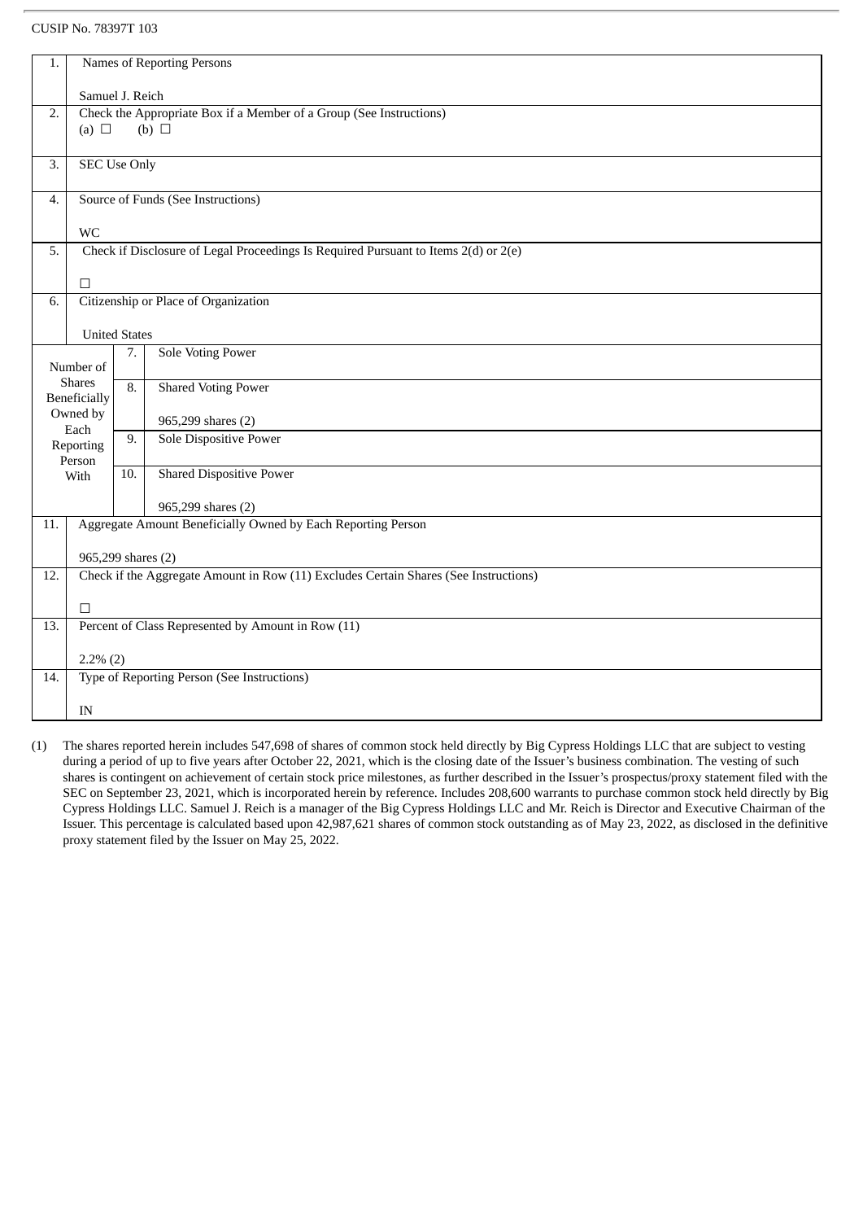CUSIP No. 78397T 103

| 1. | Names of Reporting Persons<br><br>Samuel J. Reich | | |
|---|---|---|---|
| 2. | Check the Appropriate Box if a Member of a Group (See Instructions)<br>(a) ☐ (b) ☐ | | |
| 3. | SEC Use Only | | |
| 4. | Source of Funds (See Instructions)<br><br>WC | | |
| 5. | Check if Disclosure of Legal Proceedings Is Required Pursuant to Items 2(d) or 2(e)<br><br>☐ | | |
| 6. | Citizenship or Place of Organization<br><br>United States | | |
| Number of Shares Beneficially Owned by Each Reporting Person With | 7. | Sole Voting Power | |
| | 8. | Shared Voting Power<br><br>965,299 shares (2) | |
| | 9. | Sole Dispositive Power | |
| | 10. | Shared Dispositive Power<br><br>965,299 shares (2) | |
| 11. | Aggregate Amount Beneficially Owned by Each Reporting Person<br><br>965,299 shares (2) | | |
| 12. | Check if the Aggregate Amount in Row (11) Excludes Certain Shares (See Instructions)<br><br>☐ | | |
| 13. | Percent of Class Represented by Amount in Row (11)<br><br>2.2% (2) | | |
| 14. | Type of Reporting Person (See Instructions)<br><br>IN | | |

(1) The shares reported herein includes 547,698 of shares of common stock held directly by Big Cypress Holdings LLC that are subject to vesting during a period of up to five years after October 22, 2021, which is the closing date of the Issuer's business combination. The vesting of such shares is contingent on achievement of certain stock price milestones, as further described in the Issuer's prospectus/proxy statement filed with the SEC on September 23, 2021, which is incorporated herein by reference. Includes 208,600 warrants to purchase common stock held directly by Big Cypress Holdings LLC. Samuel J. Reich is a manager of the Big Cypress Holdings LLC and Mr. Reich is Director and Executive Chairman of the Issuer. This percentage is calculated based upon 42,987,621 shares of common stock outstanding as of May 23, 2022, as disclosed in the definitive proxy statement filed by the Issuer on May 25, 2022.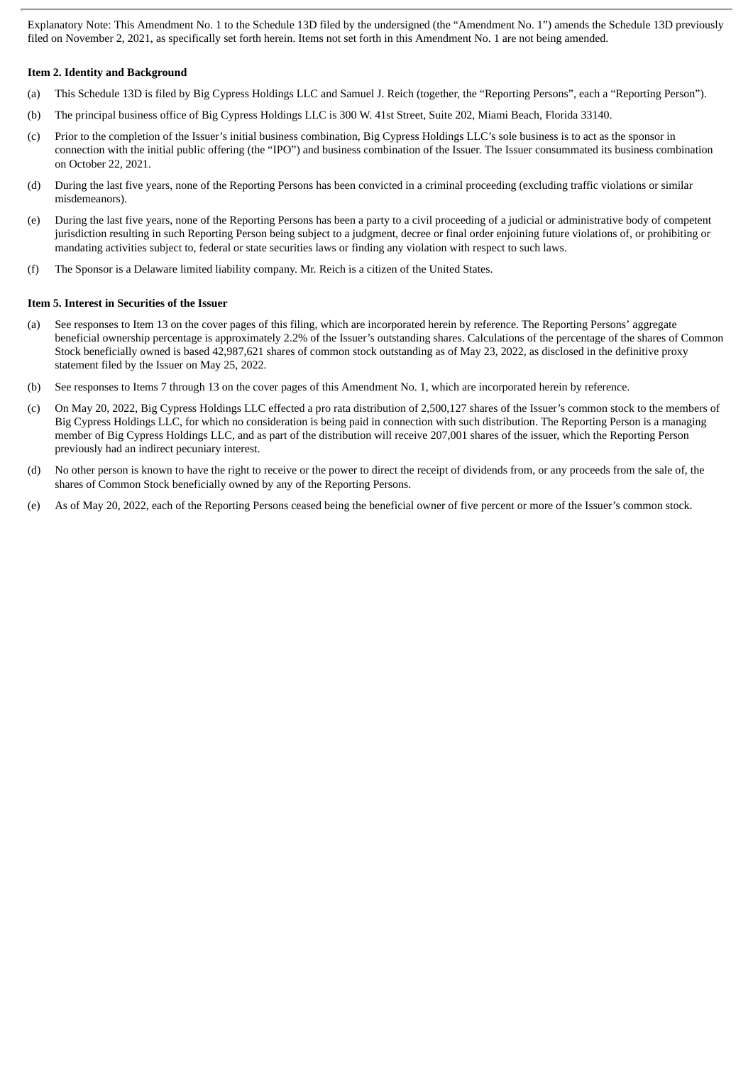Explanatory Note: This Amendment No. 1 to the Schedule 13D filed by the undersigned (the "Amendment No. 1") amends the Schedule 13D previously filed on November 2, 2021, as specifically set forth herein. Items not set forth in this Amendment No. 1 are not being amended.

**Item 2. Identity and Background**

(a) This Schedule 13D is filed by Big Cypress Holdings LLC and Samuel J. Reich (together, the "Reporting Persons", each a "Reporting Person").

(b) The principal business office of Big Cypress Holdings LLC is 300 W. 41st Street, Suite 202, Miami Beach, Florida 33140.

(c) Prior to the completion of the Issuer's initial business combination, Big Cypress Holdings LLC's sole business is to act as the sponsor in connection with the initial public offering (the "IPO") and business combination of the Issuer. The Issuer consummated its business combination on October 22, 2021.

(d) During the last five years, none of the Reporting Persons has been convicted in a criminal proceeding (excluding traffic violations or similar misdemeanors).

(e) During the last five years, none of the Reporting Persons has been a party to a civil proceeding of a judicial or administrative body of competent jurisdiction resulting in such Reporting Person being subject to a judgment, decree or final order enjoining future violations of, or prohibiting or mandating activities subject to, federal or state securities laws or finding any violation with respect to such laws.

(f) The Sponsor is a Delaware limited liability company. Mr. Reich is a citizen of the United States.

**Item 5. Interest in Securities of the Issuer**

(a) See responses to Item 13 on the cover pages of this filing, which are incorporated herein by reference. The Reporting Persons' aggregate beneficial ownership percentage is approximately 2.2% of the Issuer's outstanding shares. Calculations of the percentage of the shares of Common Stock beneficially owned is based 42,987,621 shares of common stock outstanding as of May 23, 2022, as disclosed in the definitive proxy statement filed by the Issuer on May 25, 2022.

(b) See responses to Items 7 through 13 on the cover pages of this Amendment No. 1, which are incorporated herein by reference.

(c) On May 20, 2022, Big Cypress Holdings LLC effected a pro rata distribution of 2,500,127 shares of the Issuer's common stock to the members of Big Cypress Holdings LLC, for which no consideration is being paid in connection with such distribution. The Reporting Person is a managing member of Big Cypress Holdings LLC, and as part of the distribution will receive 207,001 shares of the issuer, which the Reporting Person previously had an indirect pecuniary interest.

(d) No other person is known to have the right to receive or the power to direct the receipt of dividends from, or any proceeds from the sale of, the shares of Common Stock beneficially owned by any of the Reporting Persons.

(e) As of May 20, 2022, each of the Reporting Persons ceased being the beneficial owner of five percent or more of the Issuer's common stock.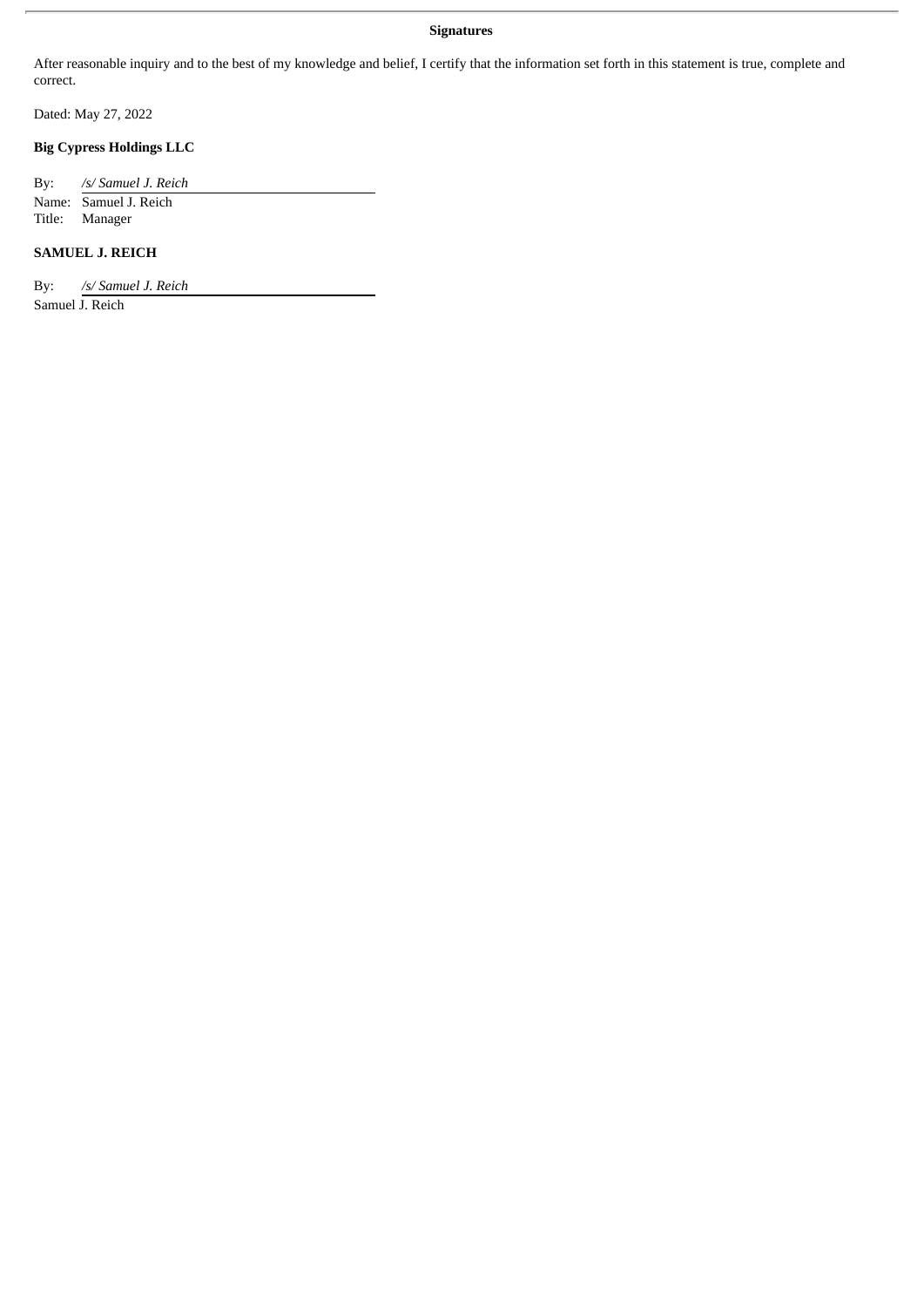**Signatures**

After reasonable inquiry and to the best of my knowledge and belief, I certify that the information set forth in this statement is true, complete and correct.

Dated: May 27, 2022

**Big Cypress Holdings LLC**

By: */s/ Samuel J. Reich*
Name: Samuel J. Reich
Title: Manager

**SAMUEL J. REICH**

By: */s/ Samuel J. Reich*
Samuel J. Reich